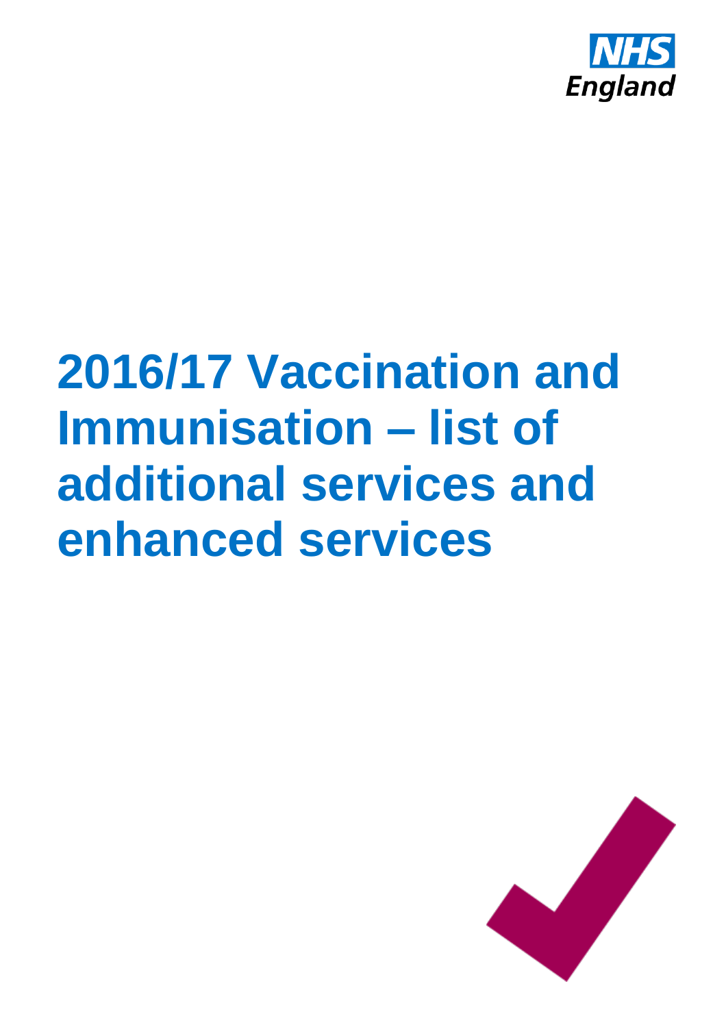NHS England

# 2016/17 Vaccination and Immunisation – list of additional services and enhanced services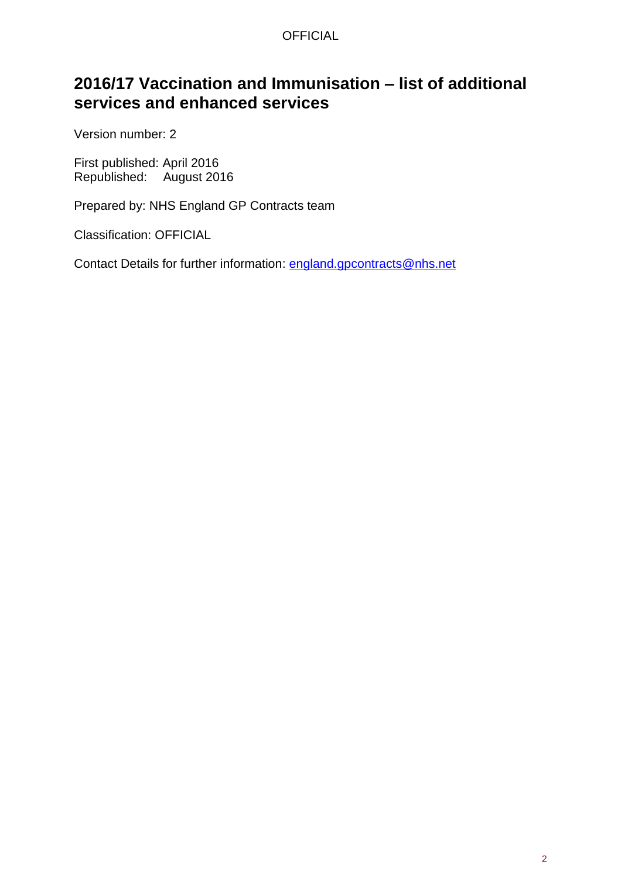# 2016/17 Vaccination and Immunisation – list of additional services and enhanced services

Version number: 2

First published: April 2016
Republished: August 2016

Prepared by: NHS England GP Contracts team

Classification: OFFICIAL

Contact Details for further information: [england.gpcontracts@nhs.net](mailto:england.gpcontracts@nhs.net)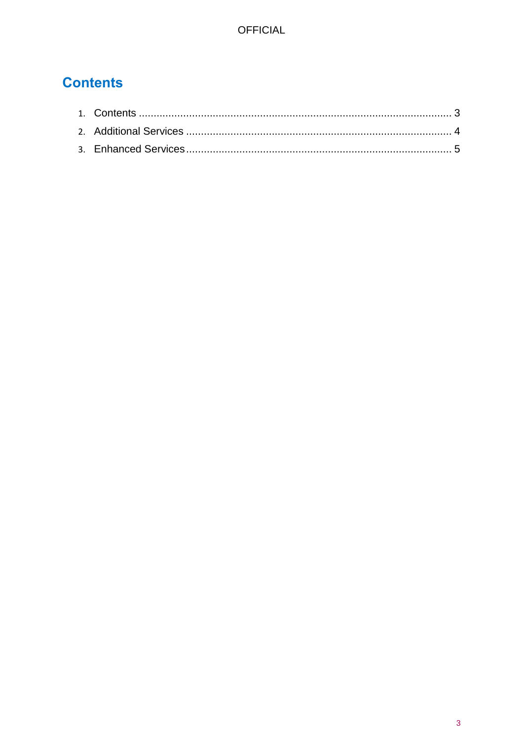# Contents

1. Contents ........................................................................................................ 3
2. Additional Services ......................................................................................... 4
3. Enhanced Services .......................................................................................... 5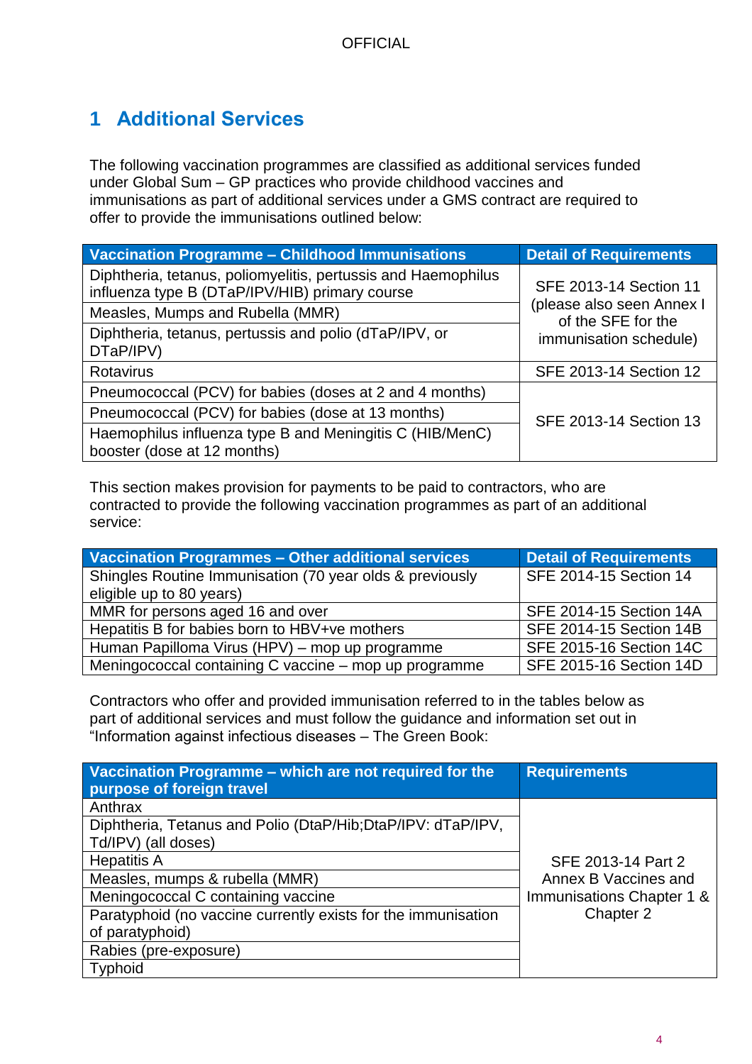# 1 Additional Services

The following vaccination programmes are classified as additional services funded under Global Sum – GP practices who provide childhood vaccines and immunisations as part of additional services under a GMS contract are required to offer to provide the immunisations outlined below:

| Vaccination Programme – Childhood Immunisations | Detail of Requirements |
|---|---|
| Diphtheria, tetanus, poliomyelitis, pertussis and Haemophilus influenza type B (DTaP/IPV/HIB) primary course | SFE 2013-14 Section 11 (please also seen Annex I of the SFE for the immunisation schedule) |
| Measles, Mumps and Rubella (MMR) | |
| Diphtheria, tetanus, pertussis and polio (dTaP/IPV, or DTaP/IPV) | |
| Rotavirus | SFE 2013-14 Section 12 |
| Pneumococcal (PCV) for babies (doses at 2 and 4 months) | SFE 2013-14 Section 13 |
| Pneumococcal (PCV) for babies (dose at 13 months) | |
| Haemophilus influenza type B and Meningitis C (HIB/MenC) booster (dose at 12 months) | |

This section makes provision for payments to be paid to contractors, who are contracted to provide the following vaccination programmes as part of an additional service:

| Vaccination Programmes – Other additional services | Detail of Requirements |
|---|---|
| Shingles Routine Immunisation (70 year olds & previously eligible up to 80 years) | SFE 2014-15 Section 14 |
| MMR for persons aged 16 and over | SFE 2014-15 Section 14A |
| Hepatitis B for babies born to HBV+ve mothers | SFE 2014-15 Section 14B |
| Human Papilloma Virus (HPV) – mop up programme | SFE 2015-16 Section 14C |
| Meningococcal containing C vaccine – mop up programme | SFE 2015-16 Section 14D |

Contractors who offer and provided immunisation referred to in the tables below as part of additional services and must follow the guidance and information set out in "Information against infectious diseases – The Green Book:

| Vaccination Programme – which are not required for the purpose of foreign travel | Requirements |
|---|---|
| Anthrax | SFE 2013-14 Part 2 Annex B Vaccines and Immunisations Chapter 1 & Chapter 2 |
| Diphtheria, Tetanus and Polio (DtaP/Hib;DtaP/IPV: dTaP/IPV, Td/IPV) (all doses) | |
| Hepatitis A | |
| Measles, mumps & rubella (MMR) | |
| Meningococcal C containing vaccine | |
| Paratyphoid (no vaccine currently exists for the immunisation of paratyphoid) | |
| Rabies (pre-exposure) | |
| Typhoid | |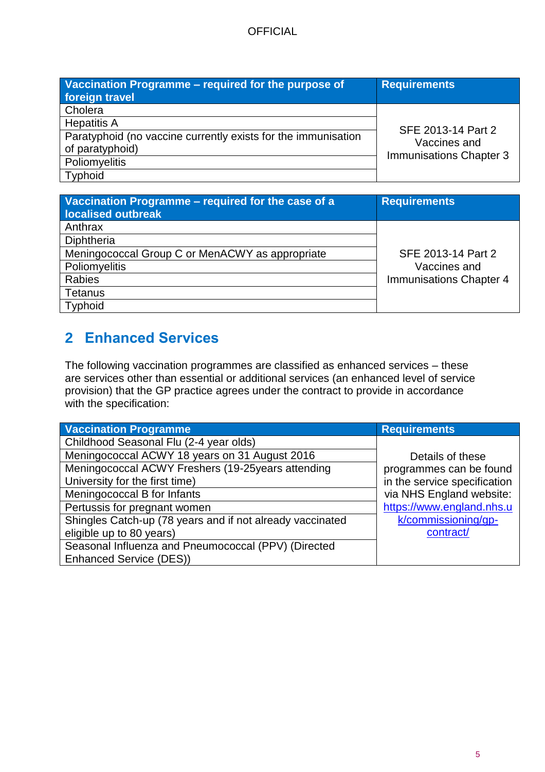| Vaccination Programme – required for the purpose of foreign travel | Requirements |
|---|---|
| Cholera | SFE 2013-14 Part 2 Vaccines and Immunisations Chapter 3 |
| Hepatitis A | |
| Paratyphoid (no vaccine currently exists for the immunisation of paratyphoid) | |
| Poliomyelitis | |
| Typhoid | |

| Vaccination Programme – required for the case of a localised outbreak | Requirements |
|---|---|
| Anthrax | SFE 2013-14 Part 2 Vaccines and Immunisations Chapter 4 |
| Diphtheria | |
| Meningococcal Group C or MenACWY as appropriate | |
| Poliomyelitis | |
| Rabies | |
| Tetanus | |
| Typhoid | |

## 2 Enhanced Services

The following vaccination programmes are classified as enhanced services – these are services other than essential or additional services (an enhanced level of service provision) that the GP practice agrees under the contract to provide in accordance with the specification:

| Vaccination Programme | Requirements |
|---|---|
| Childhood Seasonal Flu (2-4 year olds) | Details of these programmes can be found in the service specification via NHS England website: https://www.england.nhs.uk/commissioning/gp-contract/ |
| Meningococcal ACWY 18 years on 31 August 2016 | |
| Meningococcal ACWY Freshers (19-25years attending University for the first time) | |
| Meningococcal B for Infants | |
| Pertussis for pregnant women | |
| Shingles Catch-up (78 years and if not already vaccinated eligible up to 80 years) | |
| Seasonal Influenza and Pneumococcal (PPV) (Directed Enhanced Service (DES)) | |